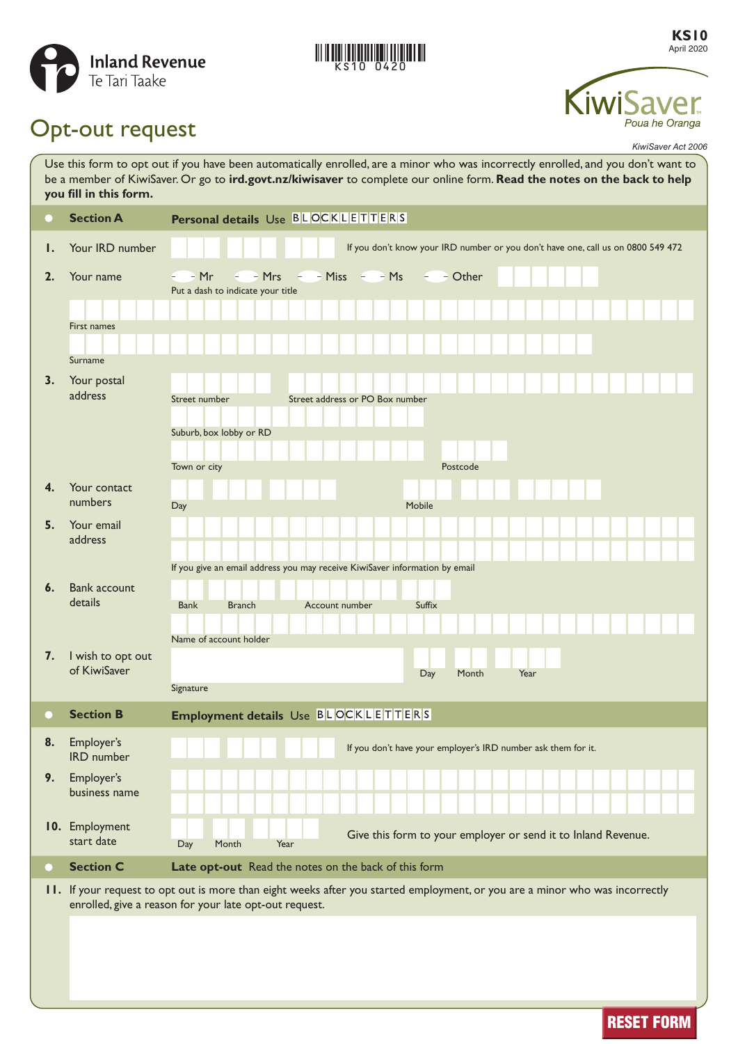Inland Revenue
Te Tari Taake

KS10 0420

**KS10**
April 2020

KiwiSaver
*Poua he Oranga*

# Opt-out request

*KiwiSaver Act 2006*

Use this form to opt out if you have been automatically enrolled, are a minor who was incorrectly enrolled, and you don't want to be a member of KiwiSaver. Or go to **ird.govt.nz/kiwisaver** to complete our online form. **Read the notes on the back to help you fill in this form.**

## Section A — Personal details Use BLOCK LETTERS

**1.** Your IRD number

If you don't know your IRD number or you don't have one, call us on 0800 549 472

**2.** Your name

Mr Mrs Miss Ms Other

Put a dash to indicate your title

First names

Surname

**3.** Your postal address

Street number

Street address or PO Box number

Suburb, box lobby or RD

Town or city

Postcode

**4.** Your contact numbers

Day

Mobile

**5.** Your email address

If you give an email address you may receive KiwiSaver information by email

**6.** Bank account details

Bank Branch Account number Suffix

Name of account holder

**7.** I wish to opt out of KiwiSaver

Signature

Day Month Year

## Section B — Employment details Use BLOCK LETTERS

**8.** Employer's IRD number

If you don't have your employer's IRD number ask them for it.

**9.** Employer's business name

**10.** Employment start date

Day Month Year

Give this form to your employer or send it to Inland Revenue.

## Section C — Late opt-out Read the notes on the back of this form

**11.** If your request to opt out is more than eight weeks after you started employment, or you are a minor who was incorrectly enrolled, give a reason for your late opt-out request.

RESET FORM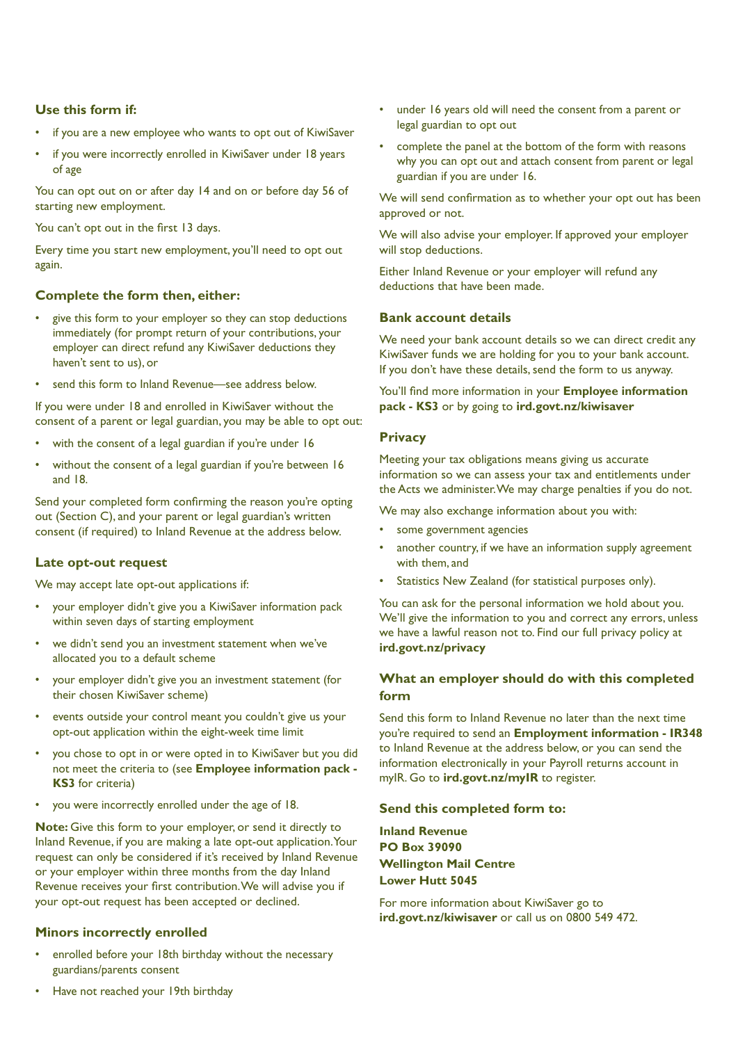### Use this form if:

- if you are a new employee who wants to opt out of KiwiSaver
- if you were incorrectly enrolled in KiwiSaver under 18 years of age

You can opt out on or after day 14 and on or before day 56 of starting new employment.

You can't opt out in the first 13 days.

Every time you start new employment, you'll need to opt out again.

### Complete the form then, either:

- give this form to your employer so they can stop deductions immediately (for prompt return of your contributions, your employer can direct refund any KiwiSaver deductions they haven't sent to us), or
- send this form to Inland Revenue—see address below.

If you were under 18 and enrolled in KiwiSaver without the consent of a parent or legal guardian, you may be able to opt out:

- with the consent of a legal guardian if you're under 16
- without the consent of a legal guardian if you're between 16 and 18.

Send your completed form confirming the reason you're opting out (Section C), and your parent or legal guardian's written consent (if required) to Inland Revenue at the address below.

### Late opt-out request

We may accept late opt-out applications if:

- your employer didn't give you a KiwiSaver information pack within seven days of starting employment
- we didn't send you an investment statement when we've allocated you to a default scheme
- your employer didn't give you an investment statement (for their chosen KiwiSaver scheme)
- events outside your control meant you couldn't give us your opt-out application within the eight-week time limit
- you chose to opt in or were opted in to KiwiSaver but you did not meet the criteria to (see **Employee information pack - KS3** for criteria)
- you were incorrectly enrolled under the age of 18.

**Note:** Give this form to your employer, or send it directly to Inland Revenue, if you are making a late opt-out application. Your request can only be considered if it's received by Inland Revenue or your employer within three months from the day Inland Revenue receives your first contribution. We will advise you if your opt-out request has been accepted or declined.

### Minors incorrectly enrolled

- enrolled before your 18th birthday without the necessary guardians/parents consent
- Have not reached your 19th birthday
- under 16 years old will need the consent from a parent or legal guardian to opt out
- complete the panel at the bottom of the form with reasons why you can opt out and attach consent from parent or legal guardian if you are under 16.

We will send confirmation as to whether your opt out has been approved or not.

We will also advise your employer. If approved your employer will stop deductions.

Either Inland Revenue or your employer will refund any deductions that have been made.

### Bank account details

We need your bank account details so we can direct credit any KiwiSaver funds we are holding for you to your bank account. If you don't have these details, send the form to us anyway.

You'll find more information in your **Employee information pack - KS3** or by going to **ird.govt.nz/kiwisaver**

### Privacy

Meeting your tax obligations means giving us accurate information so we can assess your tax and entitlements under the Acts we administer. We may charge penalties if you do not.

We may also exchange information about you with:

- some government agencies
- another country, if we have an information supply agreement with them, and
- Statistics New Zealand (for statistical purposes only).

You can ask for the personal information we hold about you. We'll give the information to you and correct any errors, unless we have a lawful reason not to. Find our full privacy policy at **ird.govt.nz/privacy**

### What an employer should do with this completed form

Send this form to Inland Revenue no later than the next time you're required to send an **Employment information - IR348** to Inland Revenue at the address below, or you can send the information electronically in your Payroll returns account in myIR. Go to **ird.govt.nz/myIR** to register.

### Send this completed form to:

**Inland Revenue**
**PO Box 39090**
**Wellington Mail Centre**
**Lower Hutt 5045**

For more information about KiwiSaver go to **ird.govt.nz/kiwisaver** or call us on 0800 549 472.